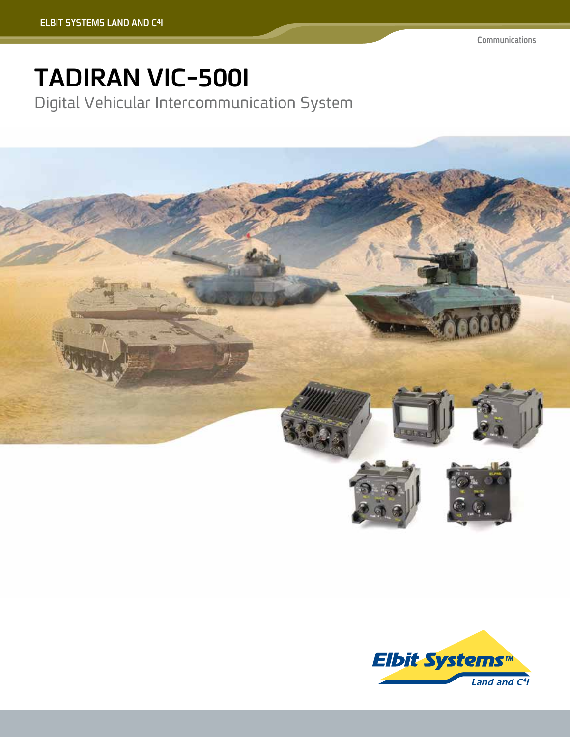ELBIT SYSTEMS LAND AND C4I

Communications

# TADIRAN VIC-500I

## Digital Vehicular Intercommunication System

Elbit Systems™ Land and C4I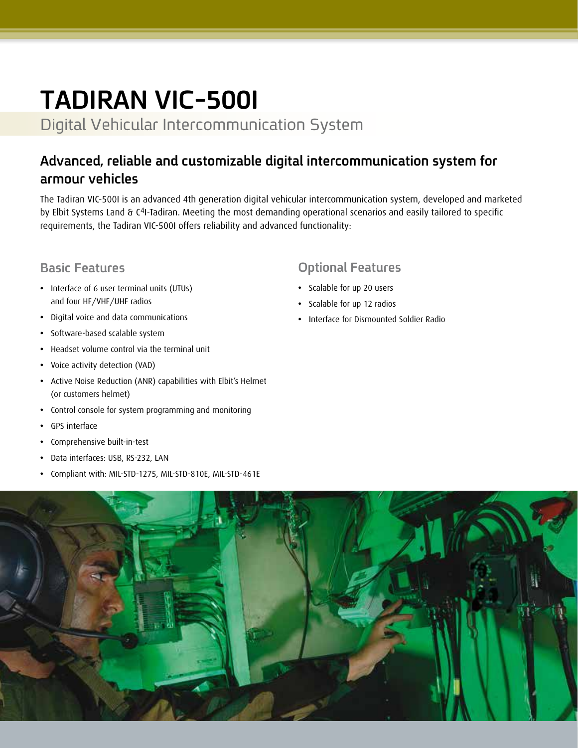# TADIRAN VIC-500I

Digital Vehicular Intercommunication System

## Advanced, reliable and customizable digital intercommunication system for armour vehicles

The Tadiran VIC-500I is an advanced 4th generation digital vehicular intercommunication system, developed and marketed by Elbit Systems Land & C4I-Tadiran. Meeting the most demanding operational scenarios and easily tailored to specific requirements, the Tadiran VIC-500I offers reliability and advanced functionality:

### Basic Features

- Interface of 6 user terminal units (UTUs) and four HF/VHF/UHF radios
- Digital voice and data communications
- Software-based scalable system
- Headset volume control via the terminal unit
- Voice activity detection (VAD)
- Active Noise Reduction (ANR) capabilities with Elbit's Helmet (or customers helmet)
- Control console for system programming and monitoring
- GPS interface
- Comprehensive built-in-test
- Data interfaces: USB, RS-232, LAN
- Compliant with: MIL-STD-1275, MIL-STD-810E, MIL-STD-461E

### Optional Features

- Scalable for up 20 users
- Scalable for up 12 radios
- Interface for Dismounted Soldier Radio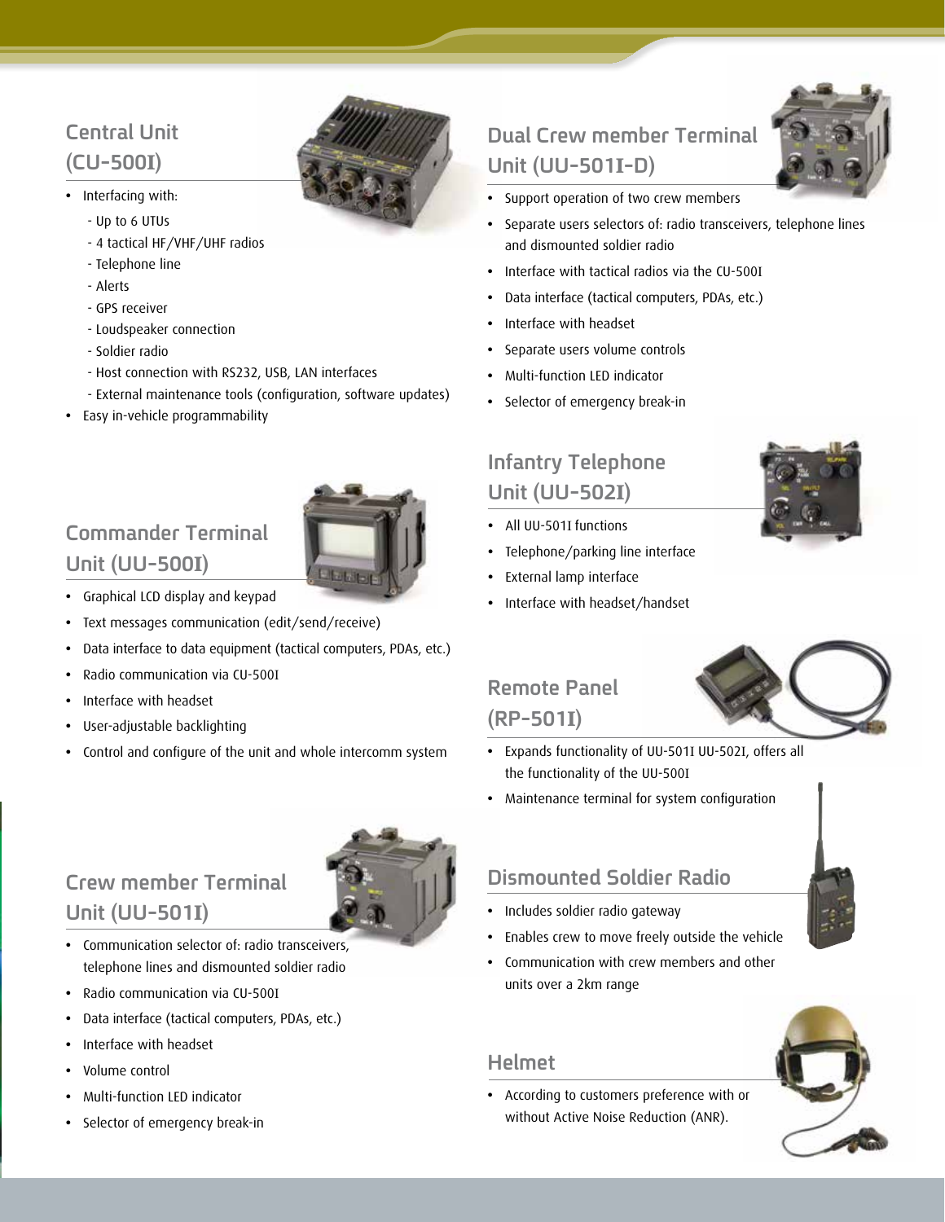## Central Unit (CU-500I)

- Interfacing with:
  - Up to 6 UTUs
  - 4 tactical HF/VHF/UHF radios
  - Telephone line
  - Alerts
  - GPS receiver
  - Loudspeaker connection
  - Soldier radio
  - Host connection with RS232, USB, LAN interfaces
  - External maintenance tools (configuration, software updates)
- Easy in-vehicle programmability

## Commander Terminal Unit (UU-500I)

- Graphical LCD display and keypad
- Text messages communication (edit/send/receive)
- Data interface to data equipment (tactical computers, PDAs, etc.)
- Radio communication via CU-500I
- Interface with headset
- User-adjustable backlighting
- Control and configure of the unit and whole intercomm system

## Crew member Terminal Unit (UU-501I)

- Communication selector of: radio transceivers, telephone lines and dismounted soldier radio
- Radio communication via CU-500I
- Data interface (tactical computers, PDAs, etc.)
- Interface with headset
- Volume control
- Multi-function LED indicator
- Selector of emergency break-in

## Dual Crew member Terminal Unit (UU-501I-D)

- Support operation of two crew members
- Separate users selectors of: radio transceivers, telephone lines and dismounted soldier radio
- Interface with tactical radios via the CU-500I
- Data interface (tactical computers, PDAs, etc.)
- Interface with headset
- Separate users volume controls
- Multi-function LED indicator
- Selector of emergency break-in

## Infantry Telephone Unit (UU-502I)

- All UU-501I functions
- Telephone/parking line interface
- External lamp interface
- Interface with headset/handset

## Remote Panel (RP-501I)

- Expands functionality of UU-501I UU-502I, offers all the functionality of the UU-500I
- Maintenance terminal for system configuration

## Dismounted Soldier Radio

- Includes soldier radio gateway
- Enables crew to move freely outside the vehicle
- Communication with crew members and other units over a 2km range

## Helmet

- According to customers preference with or without Active Noise Reduction (ANR).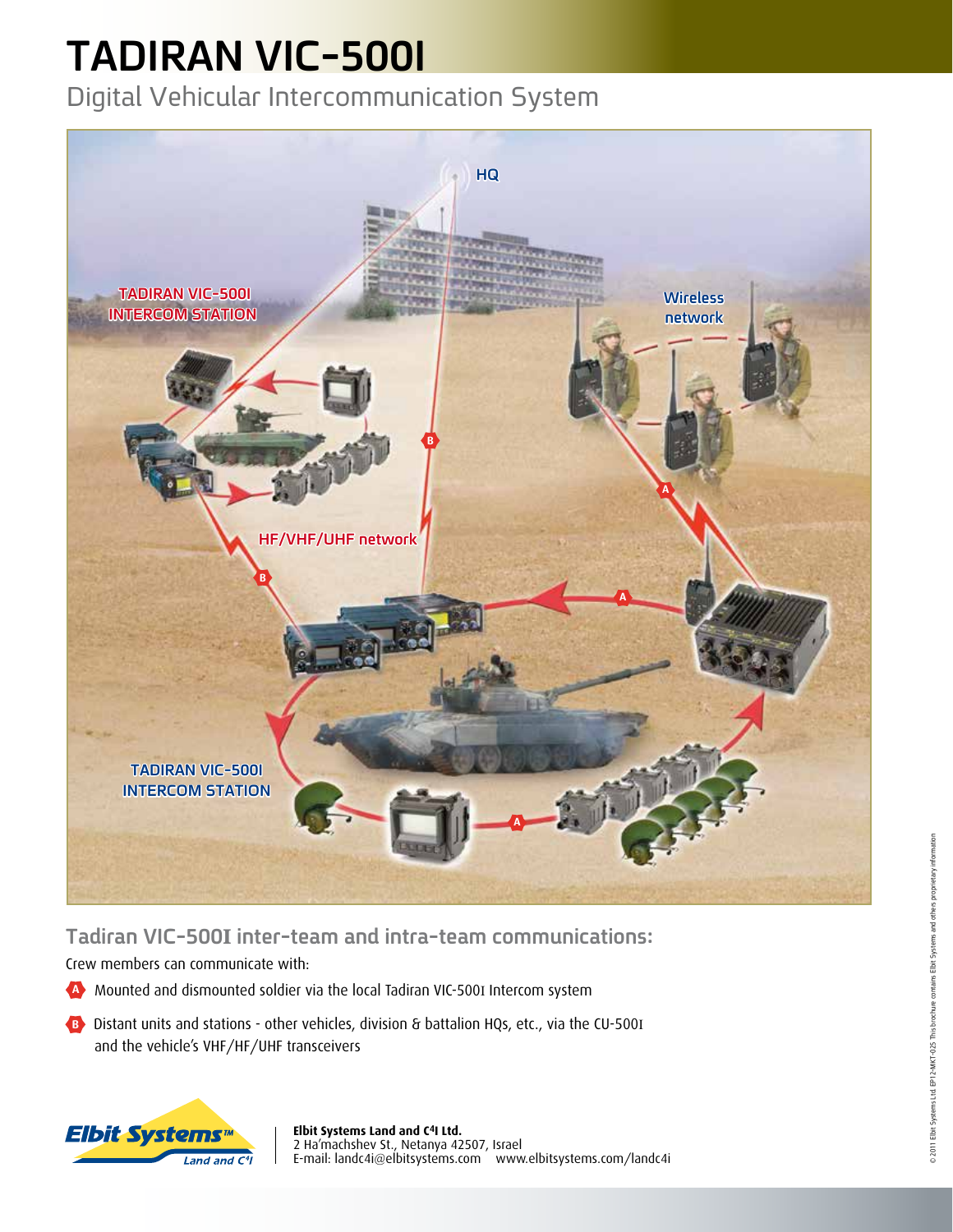# TADIRAN VIC-500I

Digital Vehicular Intercommunication System

HQ

TADIRAN VIC-500I INTERCOM STATION

Wireless network

HF/VHF/UHF network

TADIRAN VIC-500I INTERCOM STATION

## Tadiran VIC-500I inter-team and intra-team communications:

Crew members can communicate with:

- **A** Mounted and dismounted soldier via the local Tadiran VIC-500I Intercom system
- **B** Distant units and stations - other vehicles, division & battalion HQs, etc., via the CU-500I and the vehicle's VHF/HF/UHF transceivers

Elbit Systems™ Land and C4I

**Elbit Systems Land and C4I Ltd.**
2 Ha'machshev St., Netanya 42507, Israel
E-mail: landc4i@elbitsystems.com www.elbitsystems.com/landc4i

© 2011 Elbit Systems Ltd EP12-MKT-025 This brochure contains Elbit Systems and others proprietary information